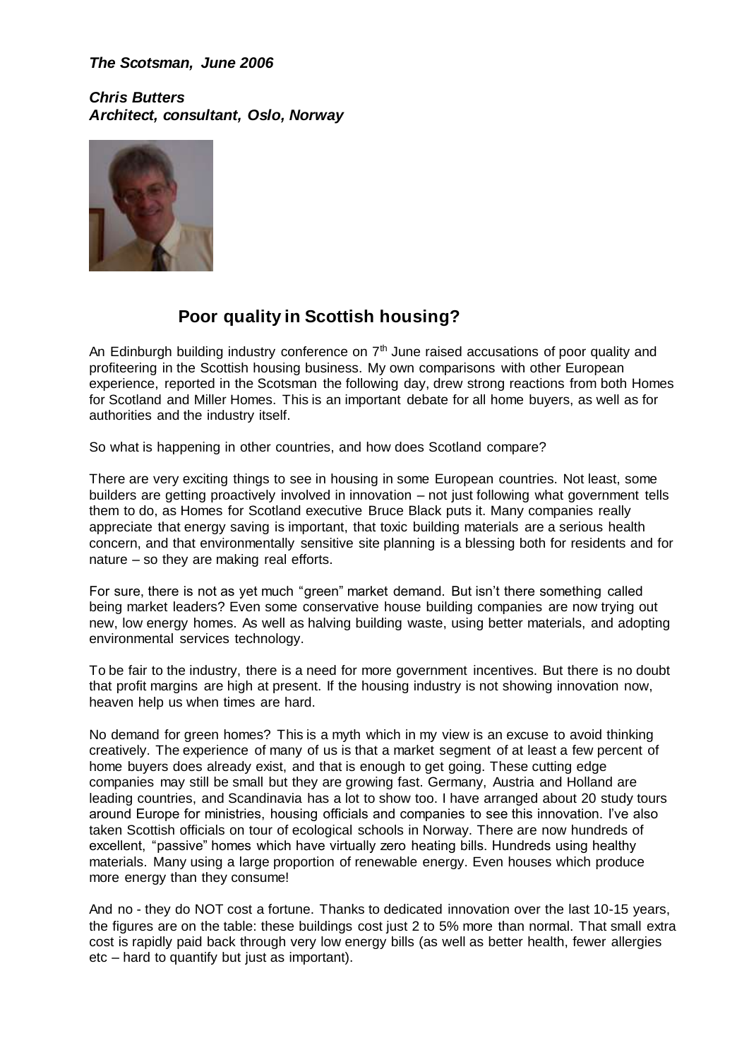***The Scotsman, June 2006***

***Chris Butters***
***Architect, consultant, Oslo, Norway***

## Poor quality in Scottish housing?

An Edinburgh building industry conference on 7th June raised accusations of poor quality and profiteering in the Scottish housing business. My own comparisons with other European experience, reported in the Scotsman the following day, drew strong reactions from both Homes for Scotland and Miller Homes. This is an important debate for all home buyers, as well as for authorities and the industry itself.

So what is happening in other countries, and how does Scotland compare?

There are very exciting things to see in housing in some European countries. Not least, some builders are getting proactively involved in innovation – not just following what government tells them to do, as Homes for Scotland executive Bruce Black puts it. Many companies really appreciate that energy saving is important, that toxic building materials are a serious health concern, and that environmentally sensitive site planning is a blessing both for residents and for nature – so they are making real efforts.

For sure, there is not as yet much "green" market demand. But isn't there something called being market leaders? Even some conservative house building companies are now trying out new, low energy homes. As well as halving building waste, using better materials, and adopting environmental services technology.

To be fair to the industry, there is a need for more government incentives. But there is no doubt that profit margins are high at present. If the housing industry is not showing innovation now, heaven help us when times are hard.

No demand for green homes? This is a myth which in my view is an excuse to avoid thinking creatively. The experience of many of us is that a market segment of at least a few percent of home buyers does already exist, and that is enough to get going. These cutting edge companies may still be small but they are growing fast. Germany, Austria and Holland are leading countries, and Scandinavia has a lot to show too. I have arranged about 20 study tours around Europe for ministries, housing officials and companies to see this innovation. I've also taken Scottish officials on tour of ecological schools in Norway. There are now hundreds of excellent, "passive" homes which have virtually zero heating bills. Hundreds using healthy materials. Many using a large proportion of renewable energy. Even houses which produce more energy than they consume!

And no - they do NOT cost a fortune. Thanks to dedicated innovation over the last 10-15 years, the figures are on the table: these buildings cost just 2 to 5% more than normal. That small extra cost is rapidly paid back through very low energy bills (as well as better health, fewer allergies etc – hard to quantify but just as important).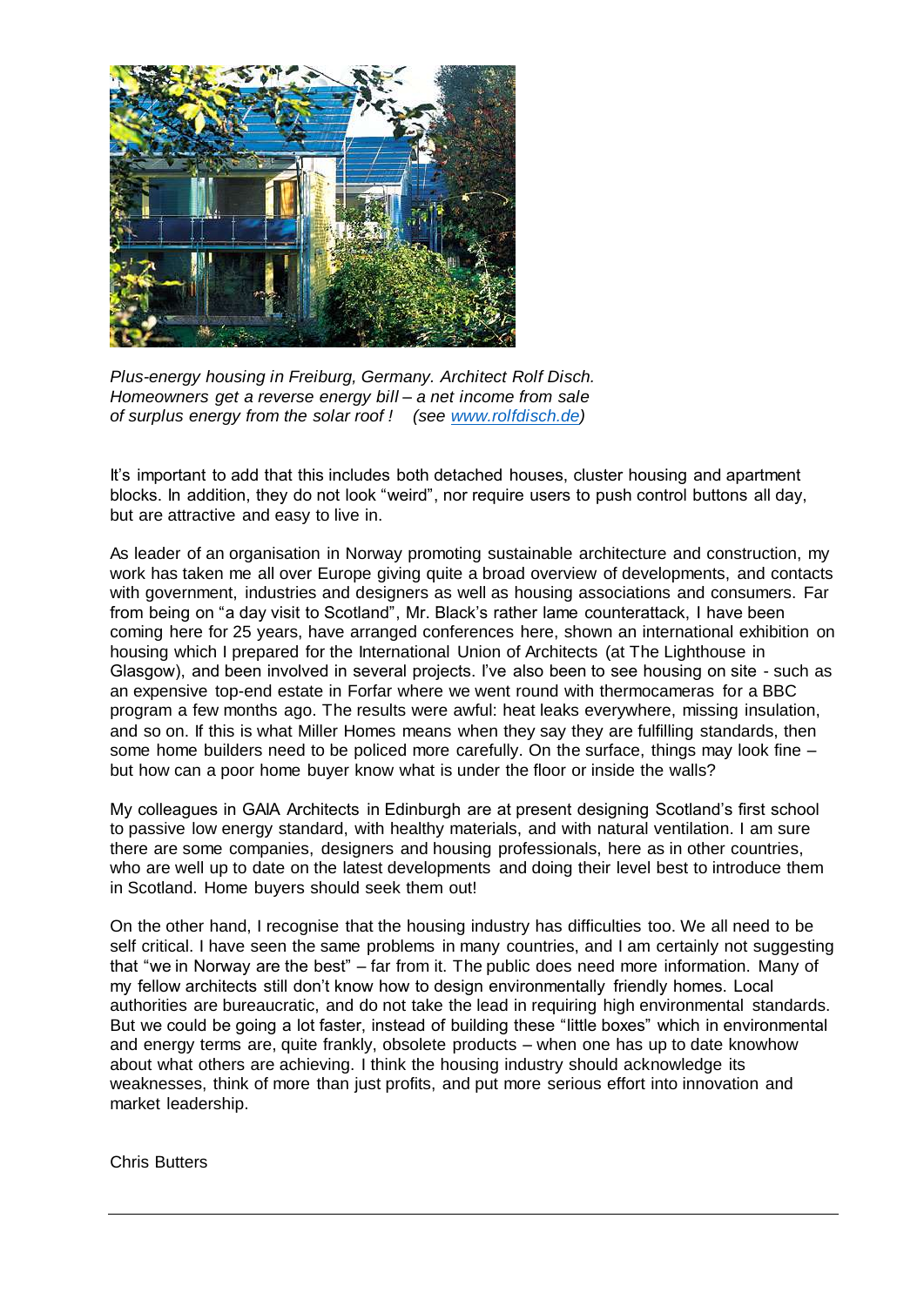*Plus-energy housing in Freiburg, Germany. Architect Rolf Disch. Homeowners get a reverse energy bill – a net income from sale of surplus energy from the solar roof ! (see [www.rolfdisch.de](http://www.rolfdisch.de))*

It's important to add that this includes both detached houses, cluster housing and apartment blocks. In addition, they do not look "weird", nor require users to push control buttons all day, but are attractive and easy to live in.

As leader of an organisation in Norway promoting sustainable architecture and construction, my work has taken me all over Europe giving quite a broad overview of developments, and contacts with government, industries and designers as well as housing associations and consumers. Far from being on "a day visit to Scotland", Mr. Black's rather lame counterattack, I have been coming here for 25 years, have arranged conferences here, shown an international exhibition on housing which I prepared for the International Union of Architects (at The Lighthouse in Glasgow), and been involved in several projects. I've also been to see housing on site - such as an expensive top-end estate in Forfar where we went round with thermocameras for a BBC program a few months ago. The results were awful: heat leaks everywhere, missing insulation, and so on. If this is what Miller Homes means when they say they are fulfilling standards, then some home builders need to be policed more carefully. On the surface, things may look fine – but how can a poor home buyer know what is under the floor or inside the walls?

My colleagues in GAIA Architects in Edinburgh are at present designing Scotland's first school to passive low energy standard, with healthy materials, and with natural ventilation. I am sure there are some companies, designers and housing professionals, here as in other countries, who are well up to date on the latest developments and doing their level best to introduce them in Scotland. Home buyers should seek them out!

On the other hand, I recognise that the housing industry has difficulties too. We all need to be self critical. I have seen the same problems in many countries, and I am certainly not suggesting that "we in Norway are the best" – far from it. The public does need more information. Many of my fellow architects still don't know how to design environmentally friendly homes. Local authorities are bureaucratic, and do not take the lead in requiring high environmental standards. But we could be going a lot faster, instead of building these "little boxes" which in environmental and energy terms are, quite frankly, obsolete products – when one has up to date knowhow about what others are achieving. I think the housing industry should acknowledge its weaknesses, think of more than just profits, and put more serious effort into innovation and market leadership.

Chris Butters